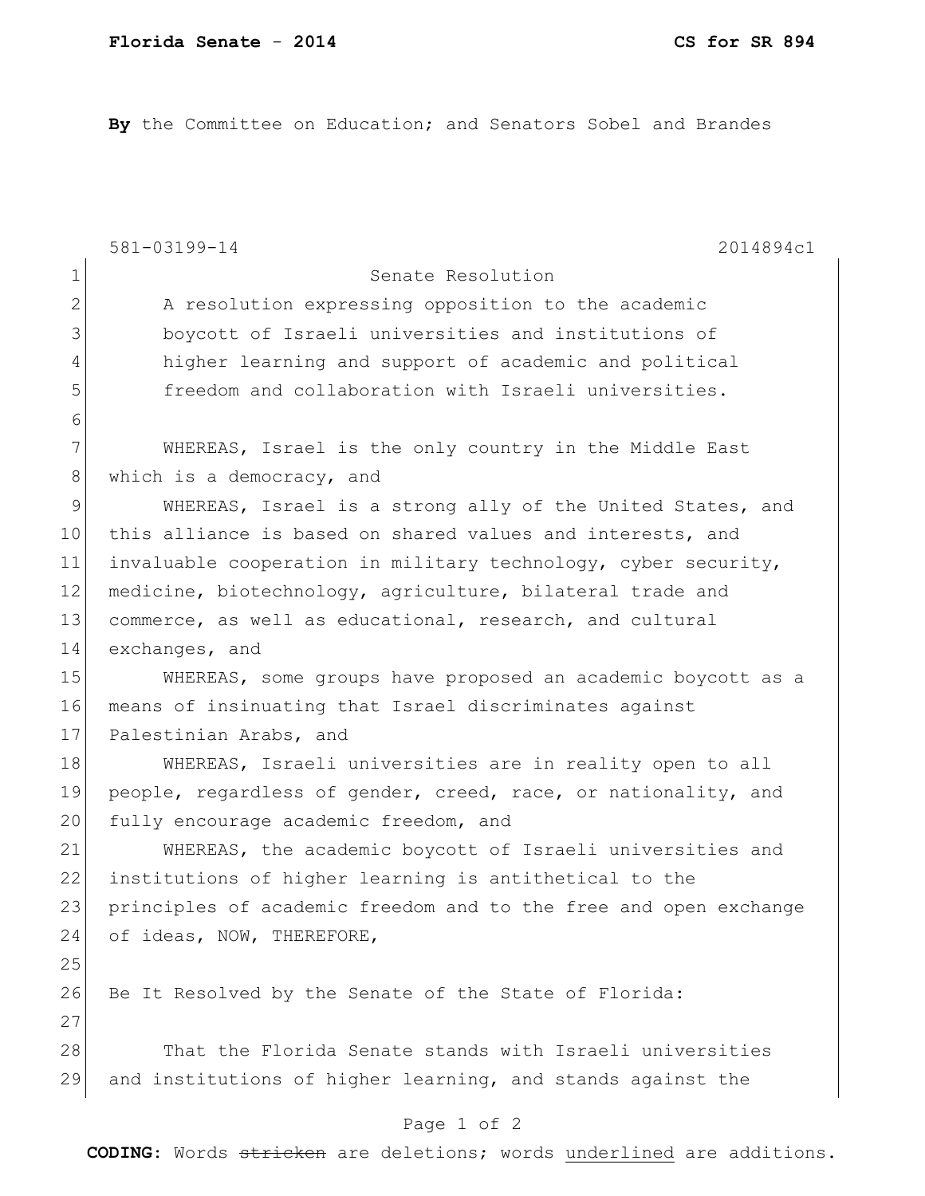**By** the Committee on Education; and Senators Sobel and Brandes

581-03199-14 2014894c1

Senate Resolution

A resolution expressing opposition to the academic boycott of Israeli universities and institutions of higher learning and support of academic and political freedom and collaboration with Israeli universities.

WHEREAS, Israel is the only country in the Middle East which is a democracy, and

WHEREAS, Israel is a strong ally of the United States, and this alliance is based on shared values and interests, and invaluable cooperation in military technology, cyber security, medicine, biotechnology, agriculture, bilateral trade and commerce, as well as educational, research, and cultural exchanges, and

WHEREAS, some groups have proposed an academic boycott as a means of insinuating that Israel discriminates against Palestinian Arabs, and

WHEREAS, Israeli universities are in reality open to all people, regardless of gender, creed, race, or nationality, and fully encourage academic freedom, and

WHEREAS, the academic boycott of Israeli universities and institutions of higher learning is antithetical to the principles of academic freedom and to the free and open exchange of ideas, NOW, THEREFORE,

Be It Resolved by the Senate of the State of Florida:

That the Florida Senate stands with Israeli universities and institutions of higher learning, and stands against the

**CODING:** Words ~~stricken~~ are deletions; words <u>underlined</u> are additions.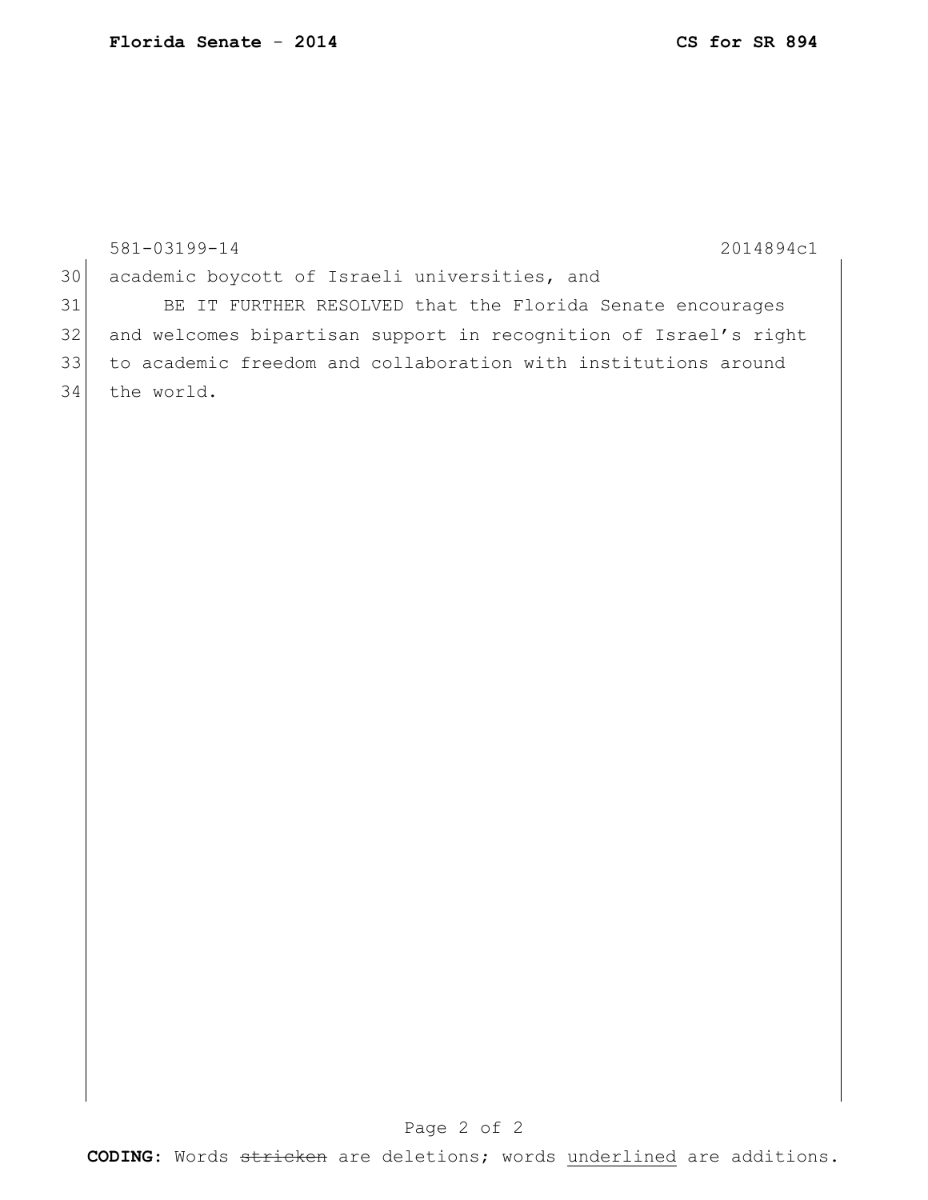581-03199-14 2014894c1

30 academic boycott of Israeli universities, and

31 BE IT FURTHER RESOLVED that the Florida Senate encourages

32 and welcomes bipartisan support in recognition of Israel's right

33 to academic freedom and collaboration with institutions around

34 the world.

**CODING:** Words ~~stricken~~ are deletions; words <u>underlined</u> are additions.